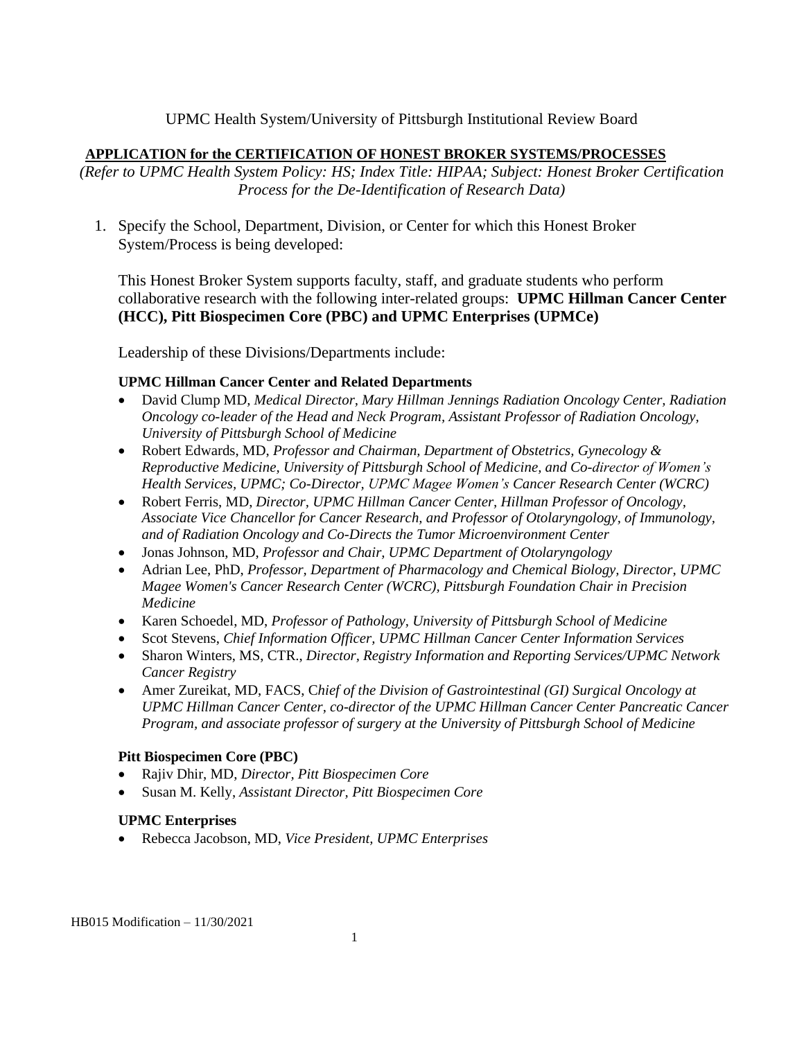UPMC Health System/University of Pittsburgh Institutional Review Board

## APPLICATION for the CERTIFICATION OF HONEST BROKER SYSTEMS/PROCESSES

*(Refer to UPMC Health System Policy: HS; Index Title: HIPAA; Subject: Honest Broker Certification Process for the De-Identification of Research Data)*

1. Specify the School, Department, Division, or Center for which this Honest Broker System/Process is being developed:

   This Honest Broker System supports faculty, staff, and graduate students who perform collaborative research with the following inter-related groups: **UPMC Hillman Cancer Center (HCC), Pitt Biospecimen Core (PBC) and UPMC Enterprises (UPMCe)**

   Leadership of these Divisions/Departments include:

   **UPMC Hillman Cancer Center and Related Departments**

   - David Clump MD, *Medical Director, Mary Hillman Jennings Radiation Oncology Center, Radiation Oncology co-leader of the Head and Neck Program, Assistant Professor of Radiation Oncology, University of Pittsburgh School of Medicine*
   - Robert Edwards, MD, *Professor and Chairman, Department of Obstetrics, Gynecology & Reproductive Medicine, University of Pittsburgh School of Medicine, and Co-director of Women's Health Services, UPMC; Co-Director, UPMC Magee Women's Cancer Research Center (WCRC)*
   - Robert Ferris, MD, *Director, UPMC Hillman Cancer Center, Hillman Professor of Oncology, Associate Vice Chancellor for Cancer Research, and Professor of Otolaryngology, of Immunology, and of Radiation Oncology and Co-Directs the Tumor Microenvironment Center*
   - Jonas Johnson, MD, *Professor and Chair, UPMC Department of Otolaryngology*
   - Adrian Lee, PhD, *Professor, Department of Pharmacology and Chemical Biology, Director, UPMC Magee Women's Cancer Research Center (WCRC), Pittsburgh Foundation Chair in Precision Medicine*
   - Karen Schoedel, MD, *Professor of Pathology, University of Pittsburgh School of Medicine*
   - Scot Stevens, *Chief Information Officer, UPMC Hillman Cancer Center Information Services*
   - Sharon Winters, MS, CTR., *Director, Registry Information and Reporting Services/UPMC Network Cancer Registry*
   - Amer Zureikat, MD, FACS, *Chief of the Division of Gastrointestinal (GI) Surgical Oncology at UPMC Hillman Cancer Center, co-director of the UPMC Hillman Cancer Center Pancreatic Cancer Program, and associate professor of surgery at the University of Pittsburgh School of Medicine*

   **Pitt Biospecimen Core (PBC)**

   - Rajiv Dhir, MD, *Director, Pitt Biospecimen Core*
   - Susan M. Kelly, *Assistant Director, Pitt Biospecimen Core*

   **UPMC Enterprises**

   - Rebecca Jacobson, MD, *Vice President, UPMC Enterprises*

HB015 Modification – 11/30/2021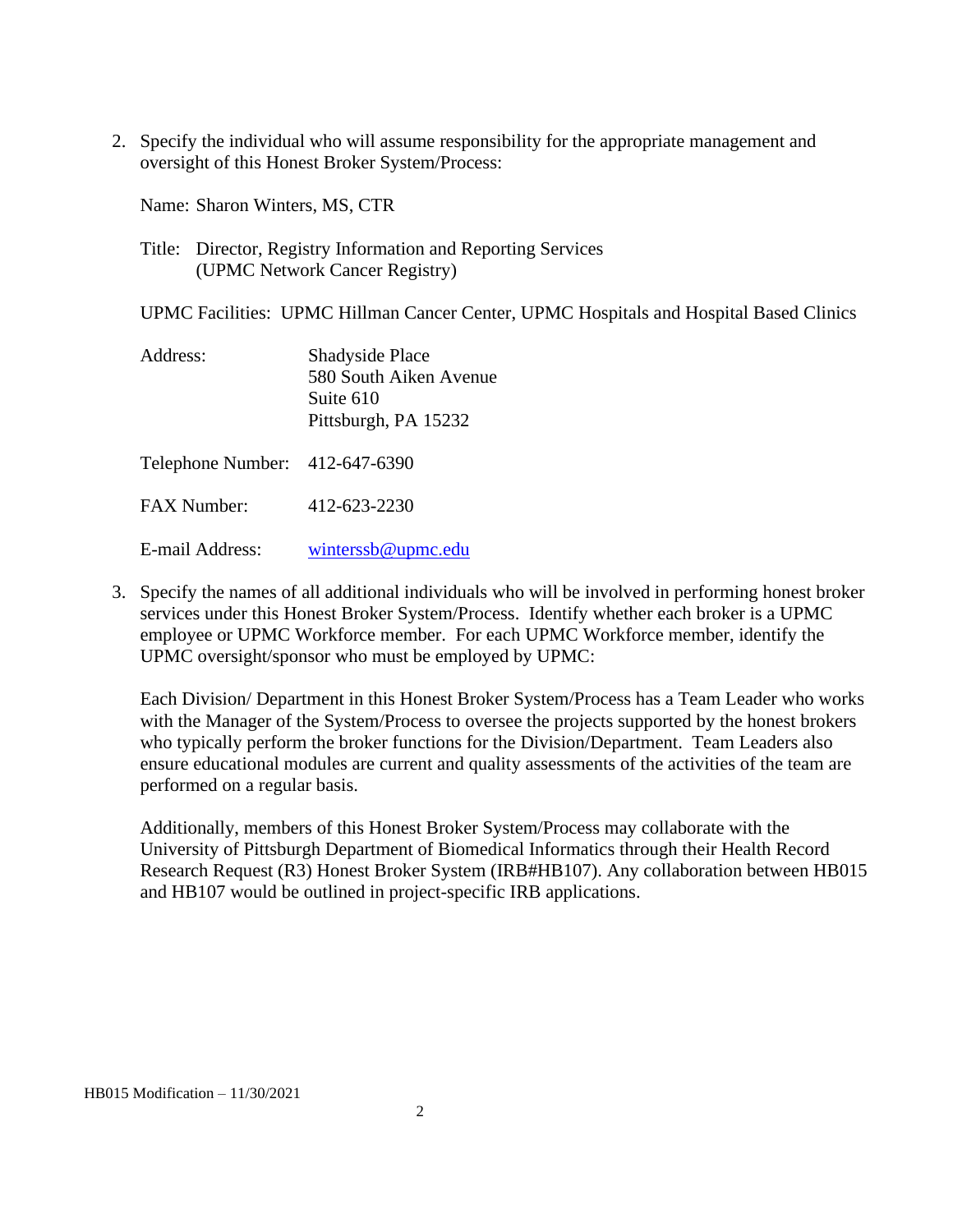2. Specify the individual who will assume responsibility for the appropriate management and oversight of this Honest Broker System/Process:

   Name: Sharon Winters, MS, CTR

   Title: Director, Registry Information and Reporting Services (UPMC Network Cancer Registry)

   UPMC Facilities: UPMC Hillman Cancer Center, UPMC Hospitals and Hospital Based Clinics

   Address: Shadyside Place
   580 South Aiken Avenue
   Suite 610
   Pittsburgh, PA 15232

   Telephone Number: 412-647-6390

   FAX Number: 412-623-2230

   E-mail Address: winterssb@upmc.edu

3. Specify the names of all additional individuals who will be involved in performing honest broker services under this Honest Broker System/Process. Identify whether each broker is a UPMC employee or UPMC Workforce member. For each UPMC Workforce member, identify the UPMC oversight/sponsor who must be employed by UPMC:

   Each Division/ Department in this Honest Broker System/Process has a Team Leader who works with the Manager of the System/Process to oversee the projects supported by the honest brokers who typically perform the broker functions for the Division/Department. Team Leaders also ensure educational modules are current and quality assessments of the activities of the team are performed on a regular basis.

   Additionally, members of this Honest Broker System/Process may collaborate with the University of Pittsburgh Department of Biomedical Informatics through their Health Record Research Request (R3) Honest Broker System (IRB#HB107). Any collaboration between HB015 and HB107 would be outlined in project-specific IRB applications.

HB015 Modification – 11/30/2021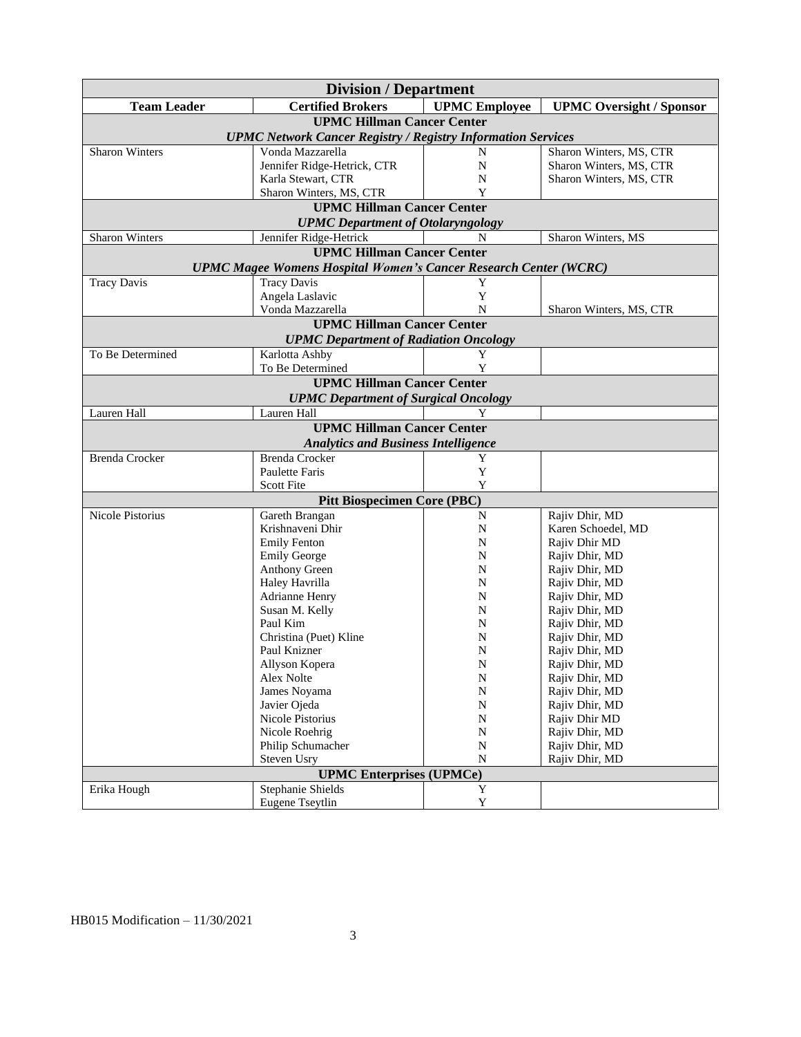| Division / Department | | | |
|---|---|---|---|
| **Team Leader** | **Certified Brokers** | **UPMC Employee** | **UPMC Oversight / Sponsor** |
| **UPMC Hillman Cancer Center** *UPMC Network Cancer Registry / Registry Information Services* | | | |
| Sharon Winters | Vonda Mazzarella | N | Sharon Winters, MS, CTR |
| | Jennifer Ridge-Hetrick, CTR | N | Sharon Winters, MS, CTR |
| | Karla Stewart, CTR | N | Sharon Winters, MS, CTR |
| | Sharon Winters, MS, CTR | Y | |
| **UPMC Hillman Cancer Center** *UPMC Department of Otolaryngology* | | | |
| Sharon Winters | Jennifer Ridge-Hetrick | N | Sharon Winters, MS |
| **UPMC Hillman Cancer Center** *UPMC Magee Womens Hospital Women's Cancer Research Center (WCRC)* | | | |
| Tracy Davis | Tracy Davis | Y | |
| | Angela Laslavic | Y | |
| | Vonda Mazzarella | N | Sharon Winters, MS, CTR |
| **UPMC Hillman Cancer Center** *UPMC Department of Radiation Oncology* | | | |
| To Be Determined | Karlotta Ashby | Y | |
| | To Be Determined | Y | |
| **UPMC Hillman Cancer Center** *UPMC Department of Surgical Oncology* | | | |
| Lauren Hall | Lauren Hall | Y | |
| **UPMC Hillman Cancer Center** *Analytics and Business Intelligence* | | | |
| Brenda Crocker | Brenda Crocker | Y | |
| | Paulette Faris | Y | |
| | Scott Fite | Y | |
| **Pitt Biospecimen Core (PBC)** | | | |
| Nicole Pistorius | Gareth Brangan | N | Rajiv Dhir, MD |
| | Krishnaveni Dhir | N | Karen Schoedel, MD |
| | Emily Fenton | N | Rajiv Dhir MD |
| | Emily George | N | Rajiv Dhir, MD |
| | Anthony Green | N | Rajiv Dhir, MD |
| | Haley Havrilla | N | Rajiv Dhir, MD |
| | Adrianne Henry | N | Rajiv Dhir, MD |
| | Susan M. Kelly | N | Rajiv Dhir, MD |
| | Paul Kim | N | Rajiv Dhir, MD |
| | Christina (Puet) Kline | N | Rajiv Dhir, MD |
| | Paul Knizner | N | Rajiv Dhir, MD |
| | Allyson Kopera | N | Rajiv Dhir, MD |
| | Alex Nolte | N | Rajiv Dhir, MD |
| | James Noyama | N | Rajiv Dhir, MD |
| | Javier Ojeda | N | Rajiv Dhir, MD |
| | Nicole Pistorius | N | Rajiv Dhir MD |
| | Nicole Roehrig | N | Rajiv Dhir, MD |
| | Philip Schumacher | N | Rajiv Dhir, MD |
| | Steven Usry | N | Rajiv Dhir, MD |
| **UPMC Enterprises (UPMCe)** | | | |
| Erika Hough | Stephanie Shields | Y | |
| | Eugene Tseytlin | Y | |

HB015 Modification – 11/30/2021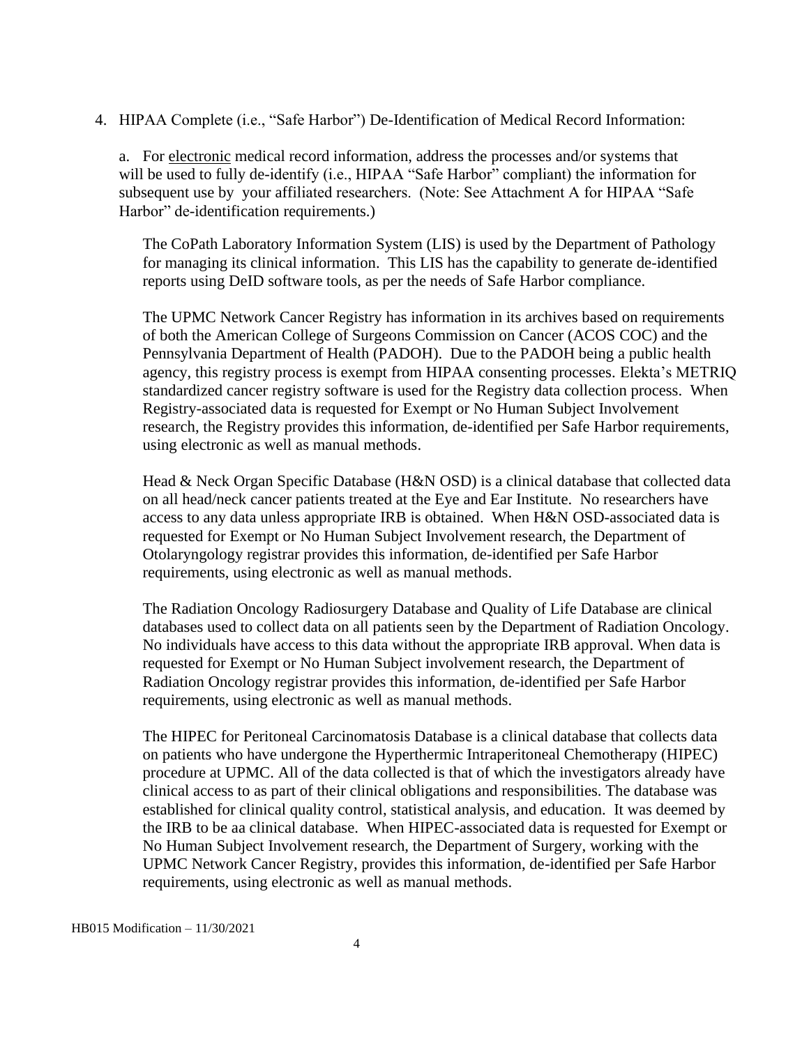4. HIPAA Complete (i.e., "Safe Harbor") De-Identification of Medical Record Information:

   a. For <u>electronic</u> medical record information, address the processes and/or systems that will be used to fully de-identify (i.e., HIPAA "Safe Harbor" compliant) the information for subsequent use by your affiliated researchers. (Note: See Attachment A for HIPAA "Safe Harbor" de-identification requirements.)

   The CoPath Laboratory Information System (LIS) is used by the Department of Pathology for managing its clinical information. This LIS has the capability to generate de-identified reports using DeID software tools, as per the needs of Safe Harbor compliance.

   The UPMC Network Cancer Registry has information in its archives based on requirements of both the American College of Surgeons Commission on Cancer (ACOS COC) and the Pennsylvania Department of Health (PADOH). Due to the PADOH being a public health agency, this registry process is exempt from HIPAA consenting processes. Elekta's METRIQ standardized cancer registry software is used for the Registry data collection process. When Registry-associated data is requested for Exempt or No Human Subject Involvement research, the Registry provides this information, de-identified per Safe Harbor requirements, using electronic as well as manual methods.

   Head & Neck Organ Specific Database (H&N OSD) is a clinical database that collected data on all head/neck cancer patients treated at the Eye and Ear Institute. No researchers have access to any data unless appropriate IRB is obtained. When H&N OSD-associated data is requested for Exempt or No Human Subject Involvement research, the Department of Otolaryngology registrar provides this information, de-identified per Safe Harbor requirements, using electronic as well as manual methods.

   The Radiation Oncology Radiosurgery Database and Quality of Life Database are clinical databases used to collect data on all patients seen by the Department of Radiation Oncology. No individuals have access to this data without the appropriate IRB approval. When data is requested for Exempt or No Human Subject involvement research, the Department of Radiation Oncology registrar provides this information, de-identified per Safe Harbor requirements, using electronic as well as manual methods.

   The HIPEC for Peritoneal Carcinomatosis Database is a clinical database that collects data on patients who have undergone the Hyperthermic Intraperitoneal Chemotherapy (HIPEC) procedure at UPMC. All of the data collected is that of which the investigators already have clinical access to as part of their clinical obligations and responsibilities. The database was established for clinical quality control, statistical analysis, and education. It was deemed by the IRB to be aa clinical database. When HIPEC-associated data is requested for Exempt or No Human Subject Involvement research, the Department of Surgery, working with the UPMC Network Cancer Registry, provides this information, de-identified per Safe Harbor requirements, using electronic as well as manual methods.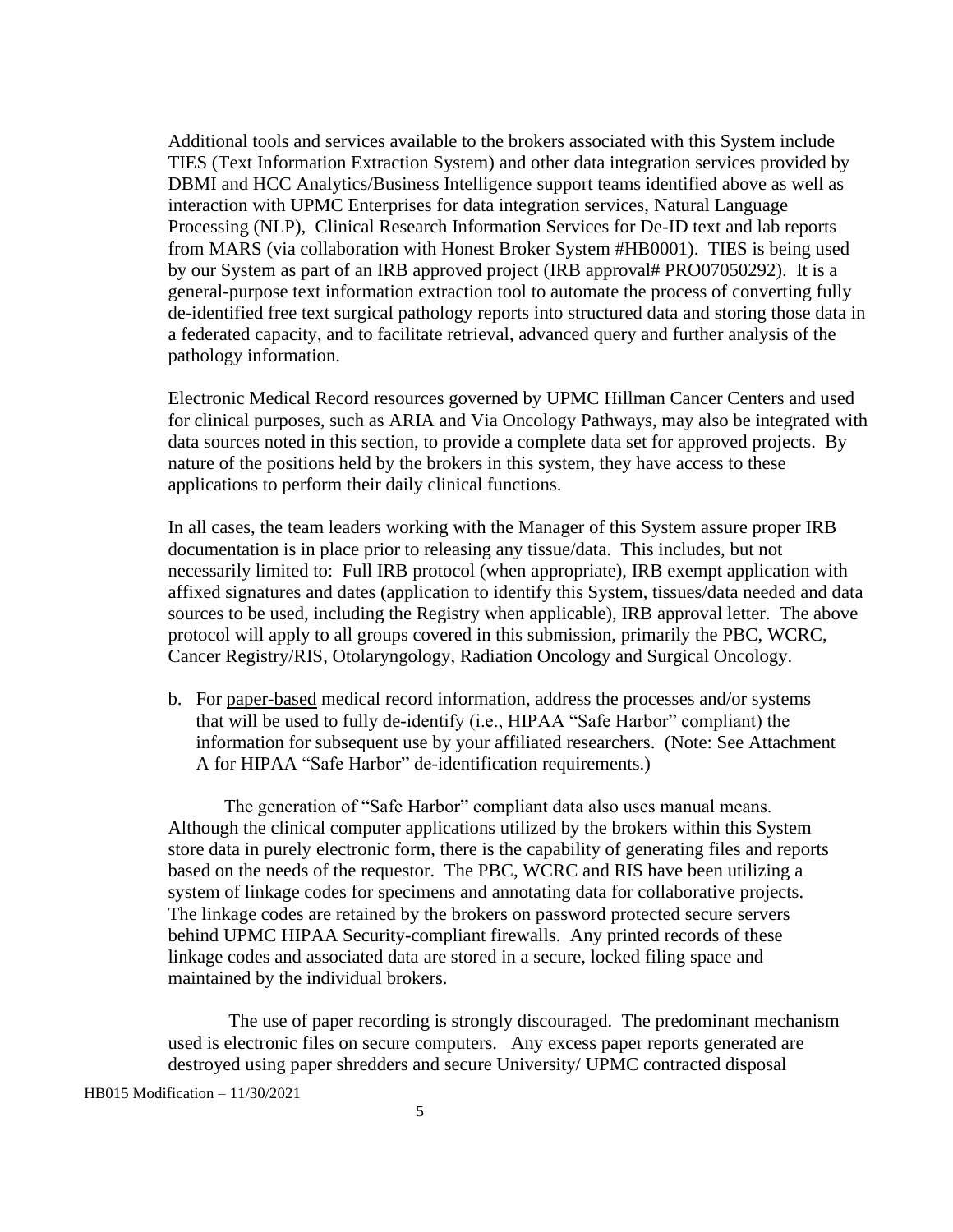Additional tools and services available to the brokers associated with this System include TIES (Text Information Extraction System) and other data integration services provided by DBMI and HCC Analytics/Business Intelligence support teams identified above as well as interaction with UPMC Enterprises for data integration services, Natural Language Processing (NLP), Clinical Research Information Services for De-ID text and lab reports from MARS (via collaboration with Honest Broker System #HB0001). TIES is being used by our System as part of an IRB approved project (IRB approval# PRO07050292). It is a general-purpose text information extraction tool to automate the process of converting fully de-identified free text surgical pathology reports into structured data and storing those data in a federated capacity, and to facilitate retrieval, advanced query and further analysis of the pathology information.

Electronic Medical Record resources governed by UPMC Hillman Cancer Centers and used for clinical purposes, such as ARIA and Via Oncology Pathways, may also be integrated with data sources noted in this section, to provide a complete data set for approved projects. By nature of the positions held by the brokers in this system, they have access to these applications to perform their daily clinical functions.

In all cases, the team leaders working with the Manager of this System assure proper IRB documentation is in place prior to releasing any tissue/data. This includes, but not necessarily limited to: Full IRB protocol (when appropriate), IRB exempt application with affixed signatures and dates (application to identify this System, tissues/data needed and data sources to be used, including the Registry when applicable), IRB approval letter. The above protocol will apply to all groups covered in this submission, primarily the PBC, WCRC, Cancer Registry/RIS, Otolaryngology, Radiation Oncology and Surgical Oncology.

b. For paper-based medical record information, address the processes and/or systems that will be used to fully de-identify (i.e., HIPAA "Safe Harbor" compliant) the information for subsequent use by your affiliated researchers. (Note: See Attachment A for HIPAA "Safe Harbor" de-identification requirements.)

The generation of "Safe Harbor" compliant data also uses manual means. Although the clinical computer applications utilized by the brokers within this System store data in purely electronic form, there is the capability of generating files and reports based on the needs of the requestor. The PBC, WCRC and RIS have been utilizing a system of linkage codes for specimens and annotating data for collaborative projects. The linkage codes are retained by the brokers on password protected secure servers behind UPMC HIPAA Security-compliant firewalls. Any printed records of these linkage codes and associated data are stored in a secure, locked filing space and maintained by the individual brokers.

The use of paper recording is strongly discouraged. The predominant mechanism used is electronic files on secure computers. Any excess paper reports generated are destroyed using paper shredders and secure University/ UPMC contracted disposal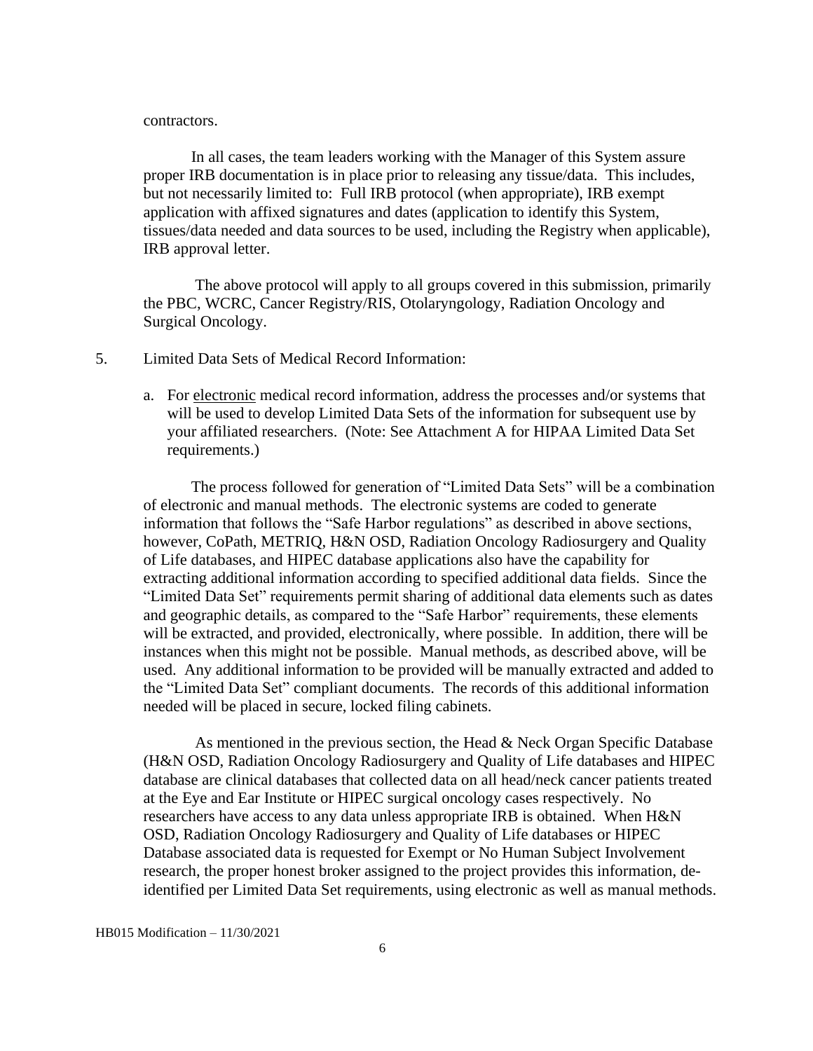contractors.

In all cases, the team leaders working with the Manager of this System assure proper IRB documentation is in place prior to releasing any tissue/data. This includes, but not necessarily limited to: Full IRB protocol (when appropriate), IRB exempt application with affixed signatures and dates (application to identify this System, tissues/data needed and data sources to be used, including the Registry when applicable), IRB approval letter.

The above protocol will apply to all groups covered in this submission, primarily the PBC, WCRC, Cancer Registry/RIS, Otolaryngology, Radiation Oncology and Surgical Oncology.

5. Limited Data Sets of Medical Record Information:

   a. For <u>electronic</u> medical record information, address the processes and/or systems that will be used to develop Limited Data Sets of the information for subsequent use by your affiliated researchers. (Note: See Attachment A for HIPAA Limited Data Set requirements.)

The process followed for generation of "Limited Data Sets" will be a combination of electronic and manual methods. The electronic systems are coded to generate information that follows the "Safe Harbor regulations" as described in above sections, however, CoPath, METRIQ, H&N OSD, Radiation Oncology Radiosurgery and Quality of Life databases, and HIPEC database applications also have the capability for extracting additional information according to specified additional data fields. Since the "Limited Data Set" requirements permit sharing of additional data elements such as dates and geographic details, as compared to the "Safe Harbor" requirements, these elements will be extracted, and provided, electronically, where possible. In addition, there will be instances when this might not be possible. Manual methods, as described above, will be used. Any additional information to be provided will be manually extracted and added to the "Limited Data Set" compliant documents. The records of this additional information needed will be placed in secure, locked filing cabinets.

As mentioned in the previous section, the Head & Neck Organ Specific Database (H&N OSD, Radiation Oncology Radiosurgery and Quality of Life databases and HIPEC database are clinical databases that collected data on all head/neck cancer patients treated at the Eye and Ear Institute or HIPEC surgical oncology cases respectively. No researchers have access to any data unless appropriate IRB is obtained. When H&N OSD, Radiation Oncology Radiosurgery and Quality of Life databases or HIPEC Database associated data is requested for Exempt or No Human Subject Involvement research, the proper honest broker assigned to the project provides this information, de-identified per Limited Data Set requirements, using electronic as well as manual methods.

HB015 Modification – 11/30/2021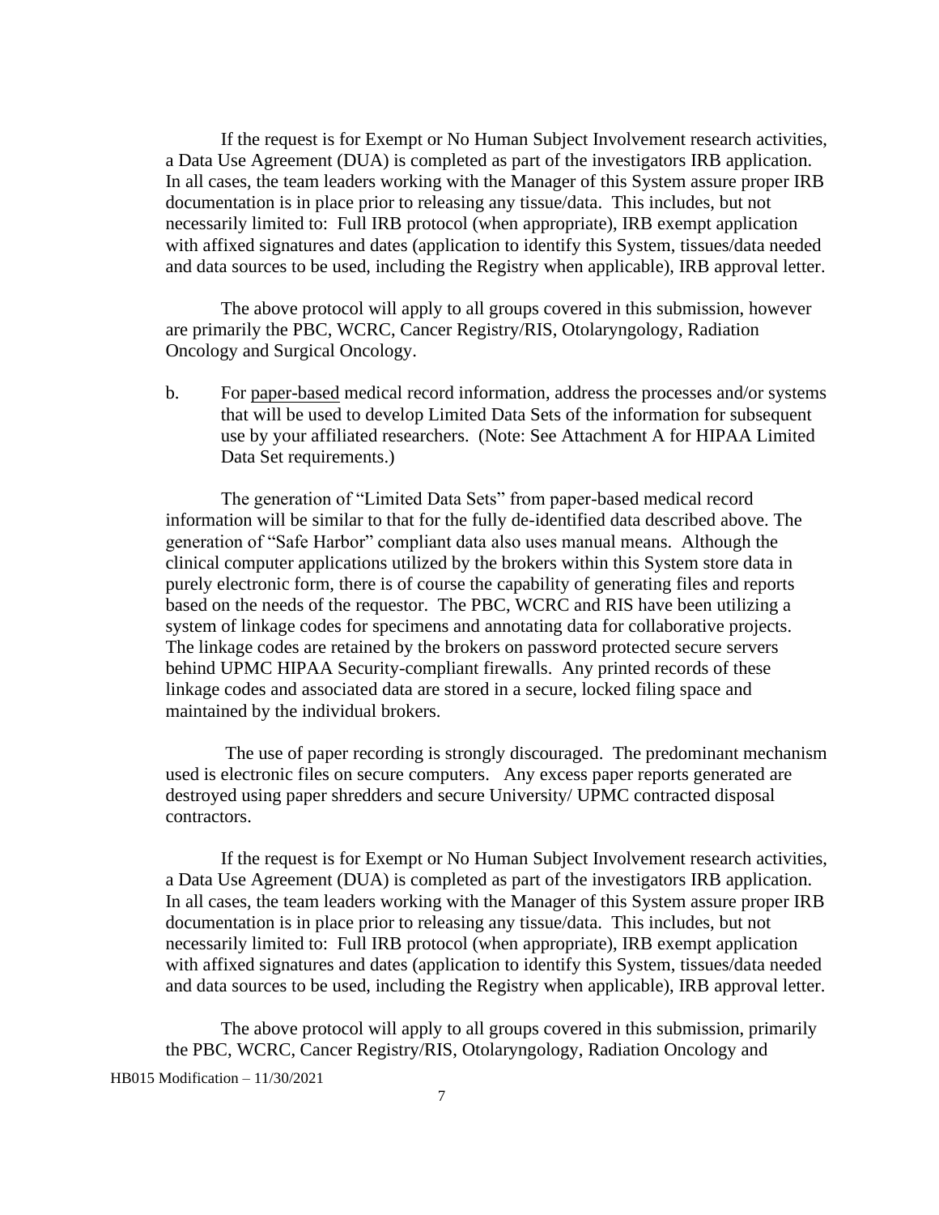If the request is for Exempt or No Human Subject Involvement research activities, a Data Use Agreement (DUA) is completed as part of the investigators IRB application. In all cases, the team leaders working with the Manager of this System assure proper IRB documentation is in place prior to releasing any tissue/data. This includes, but not necessarily limited to: Full IRB protocol (when appropriate), IRB exempt application with affixed signatures and dates (application to identify this System, tissues/data needed and data sources to be used, including the Registry when applicable), IRB approval letter.

The above protocol will apply to all groups covered in this submission, however are primarily the PBC, WCRC, Cancer Registry/RIS, Otolaryngology, Radiation Oncology and Surgical Oncology.

b. For paper-based medical record information, address the processes and/or systems that will be used to develop Limited Data Sets of the information for subsequent use by your affiliated researchers. (Note: See Attachment A for HIPAA Limited Data Set requirements.)

The generation of "Limited Data Sets" from paper-based medical record information will be similar to that for the fully de-identified data described above. The generation of "Safe Harbor" compliant data also uses manual means. Although the clinical computer applications utilized by the brokers within this System store data in purely electronic form, there is of course the capability of generating files and reports based on the needs of the requestor. The PBC, WCRC and RIS have been utilizing a system of linkage codes for specimens and annotating data for collaborative projects. The linkage codes are retained by the brokers on password protected secure servers behind UPMC HIPAA Security-compliant firewalls. Any printed records of these linkage codes and associated data are stored in a secure, locked filing space and maintained by the individual brokers.

The use of paper recording is strongly discouraged. The predominant mechanism used is electronic files on secure computers. Any excess paper reports generated are destroyed using paper shredders and secure University/ UPMC contracted disposal contractors.

If the request is for Exempt or No Human Subject Involvement research activities, a Data Use Agreement (DUA) is completed as part of the investigators IRB application. In all cases, the team leaders working with the Manager of this System assure proper IRB documentation is in place prior to releasing any tissue/data. This includes, but not necessarily limited to: Full IRB protocol (when appropriate), IRB exempt application with affixed signatures and dates (application to identify this System, tissues/data needed and data sources to be used, including the Registry when applicable), IRB approval letter.

The above protocol will apply to all groups covered in this submission, primarily the PBC, WCRC, Cancer Registry/RIS, Otolaryngology, Radiation Oncology and

HB015 Modification – 11/30/2021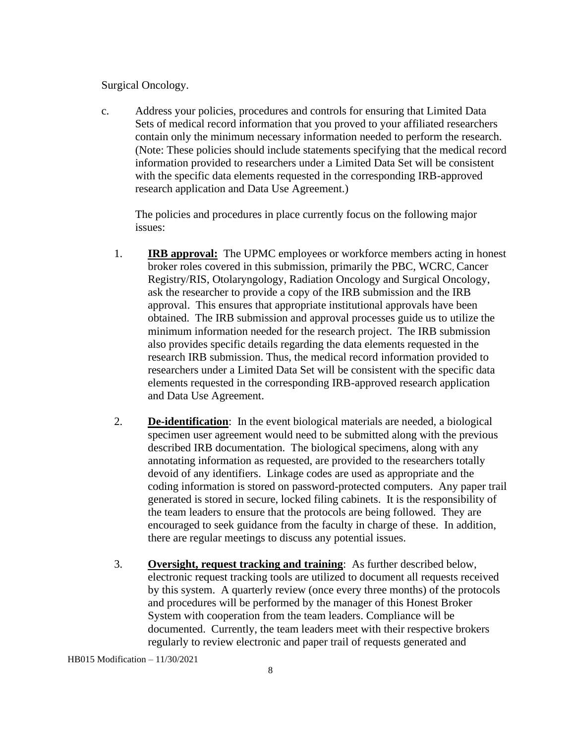Surgical Oncology.

c. Address your policies, procedures and controls for ensuring that Limited Data Sets of medical record information that you proved to your affiliated researchers contain only the minimum necessary information needed to perform the research. (Note: These policies should include statements specifying that the medical record information provided to researchers under a Limited Data Set will be consistent with the specific data elements requested in the corresponding IRB-approved research application and Data Use Agreement.)

   The policies and procedures in place currently focus on the following major issues:

   1. **<u>IRB approval:</u>** The UPMC employees or workforce members acting in honest broker roles covered in this submission, primarily the PBC, WCRC, Cancer Registry/RIS, Otolaryngology, Radiation Oncology and Surgical Oncology, ask the researcher to provide a copy of the IRB submission and the IRB approval. This ensures that appropriate institutional approvals have been obtained. The IRB submission and approval processes guide us to utilize the minimum information needed for the research project. The IRB submission also provides specific details regarding the data elements requested in the research IRB submission. Thus, the medical record information provided to researchers under a Limited Data Set will be consistent with the specific data elements requested in the corresponding IRB-approved research application and Data Use Agreement.

   2. **<u>De-identification</u>**: In the event biological materials are needed, a biological specimen user agreement would need to be submitted along with the previous described IRB documentation. The biological specimens, along with any annotating information as requested, are provided to the researchers totally devoid of any identifiers. Linkage codes are used as appropriate and the coding information is stored on password-protected computers. Any paper trail generated is stored in secure, locked filing cabinets. It is the responsibility of the team leaders to ensure that the protocols are being followed. They are encouraged to seek guidance from the faculty in charge of these. In addition, there are regular meetings to discuss any potential issues.

   3. **<u>Oversight, request tracking and training</u>**: As further described below, electronic request tracking tools are utilized to document all requests received by this system. A quarterly review (once every three months) of the protocols and procedures will be performed by the manager of this Honest Broker System with cooperation from the team leaders. Compliance will be documented. Currently, the team leaders meet with their respective brokers regularly to review electronic and paper trail of requests generated and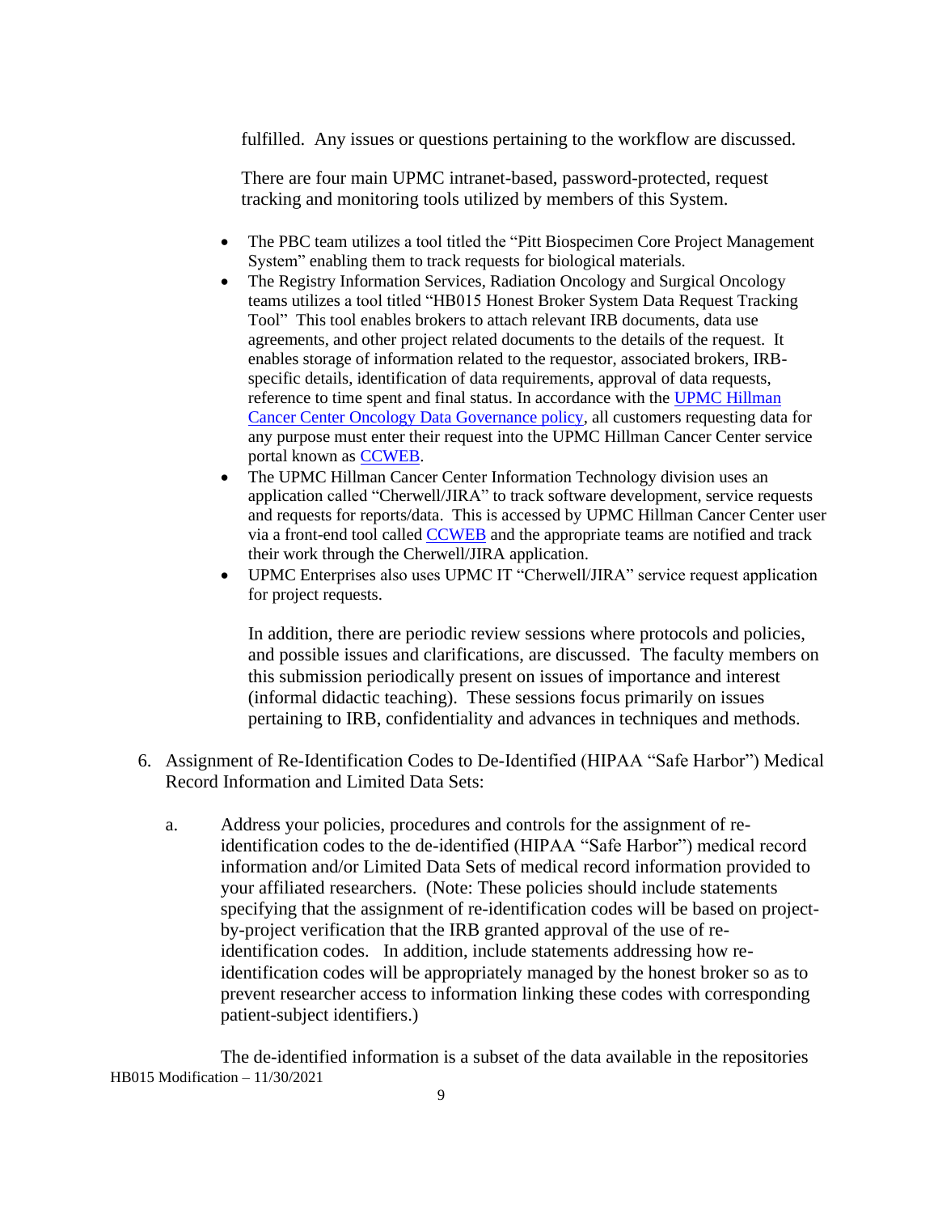fulfilled. Any issues or questions pertaining to the workflow are discussed.

There are four main UPMC intranet-based, password-protected, request tracking and monitoring tools utilized by members of this System.

- The PBC team utilizes a tool titled the "Pitt Biospecimen Core Project Management System" enabling them to track requests for biological materials.
- The Registry Information Services, Radiation Oncology and Surgical Oncology teams utilizes a tool titled "HB015 Honest Broker System Data Request Tracking Tool" This tool enables brokers to attach relevant IRB documents, data use agreements, and other project related documents to the details of the request. It enables storage of information related to the requestor, associated brokers, IRB-specific details, identification of data requirements, approval of data requests, reference to time spent and final status. In accordance with the UPMC Hillman Cancer Center Oncology Data Governance policy, all customers requesting data for any purpose must enter their request into the UPMC Hillman Cancer Center service portal known as CCWEB.
- The UPMC Hillman Cancer Center Information Technology division uses an application called "Cherwell/JIRA" to track software development, service requests and requests for reports/data. This is accessed by UPMC Hillman Cancer Center user via a front-end tool called CCWEB and the appropriate teams are notified and track their work through the Cherwell/JIRA application.
- UPMC Enterprises also uses UPMC IT "Cherwell/JIRA" service request application for project requests.

In addition, there are periodic review sessions where protocols and policies, and possible issues and clarifications, are discussed. The faculty members on this submission periodically present on issues of importance and interest (informal didactic teaching). These sessions focus primarily on issues pertaining to IRB, confidentiality and advances in techniques and methods.

6. Assignment of Re-Identification Codes to De-Identified (HIPAA "Safe Harbor") Medical Record Information and Limited Data Sets:

   a. Address your policies, procedures and controls for the assignment of re-identification codes to the de-identified (HIPAA "Safe Harbor") medical record information and/or Limited Data Sets of medical record information provided to your affiliated researchers. (Note: These policies should include statements specifying that the assignment of re-identification codes will be based on project-by-project verification that the IRB granted approval of the use of re-identification codes. In addition, include statements addressing how re-identification codes will be appropriately managed by the honest broker so as to prevent researcher access to information linking these codes with corresponding patient-subject identifiers.)

   The de-identified information is a subset of the data available in the repositories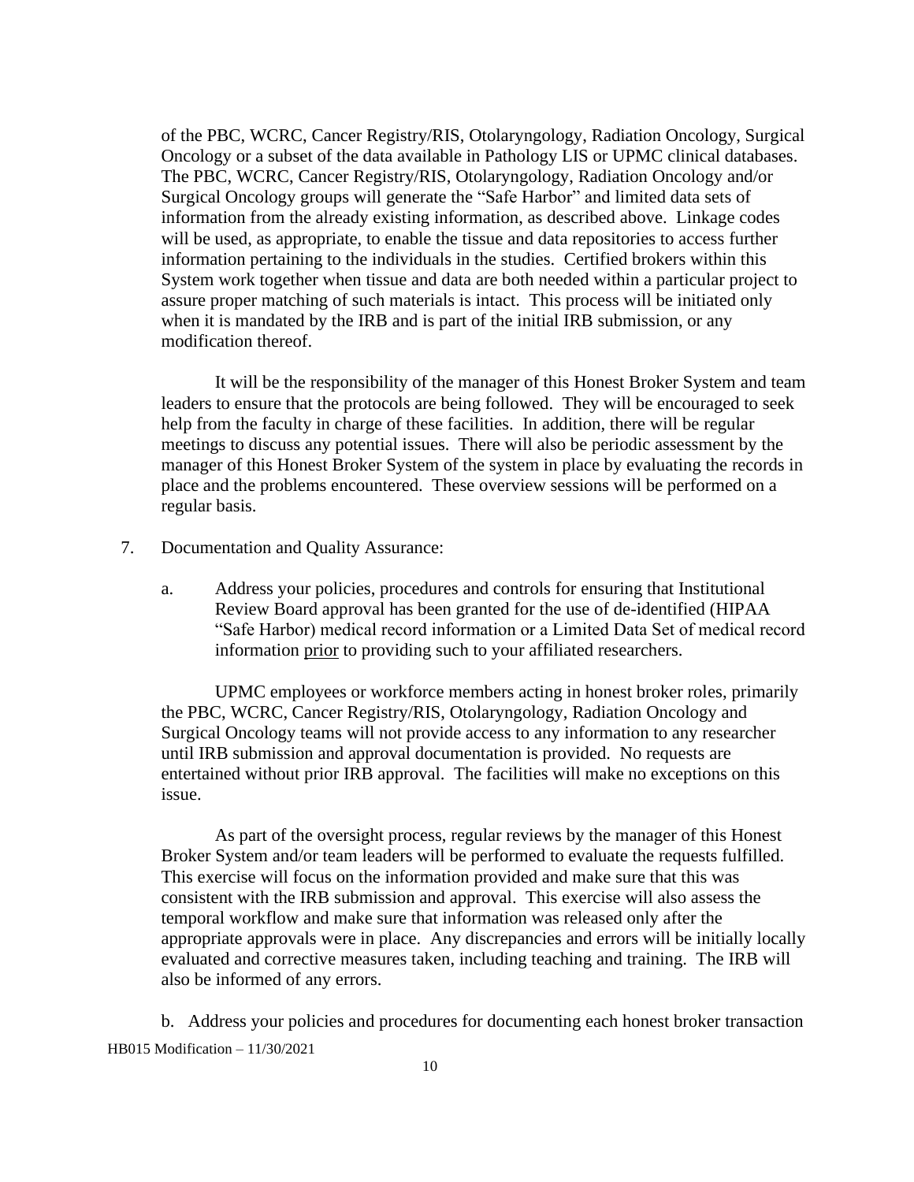of the PBC, WCRC, Cancer Registry/RIS, Otolaryngology, Radiation Oncology, Surgical Oncology or a subset of the data available in Pathology LIS or UPMC clinical databases. The PBC, WCRC, Cancer Registry/RIS, Otolaryngology, Radiation Oncology and/or Surgical Oncology groups will generate the "Safe Harbor" and limited data sets of information from the already existing information, as described above. Linkage codes will be used, as appropriate, to enable the tissue and data repositories to access further information pertaining to the individuals in the studies. Certified brokers within this System work together when tissue and data are both needed within a particular project to assure proper matching of such materials is intact. This process will be initiated only when it is mandated by the IRB and is part of the initial IRB submission, or any modification thereof.

It will be the responsibility of the manager of this Honest Broker System and team leaders to ensure that the protocols are being followed. They will be encouraged to seek help from the faculty in charge of these facilities. In addition, there will be regular meetings to discuss any potential issues. There will also be periodic assessment by the manager of this Honest Broker System of the system in place by evaluating the records in place and the problems encountered. These overview sessions will be performed on a regular basis.

7. Documentation and Quality Assurance:

   a. Address your policies, procedures and controls for ensuring that Institutional Review Board approval has been granted for the use of de-identified (HIPAA "Safe Harbor) medical record information or a Limited Data Set of medical record information <u>prior</u> to providing such to your affiliated researchers.

UPMC employees or workforce members acting in honest broker roles, primarily the PBC, WCRC, Cancer Registry/RIS, Otolaryngology, Radiation Oncology and Surgical Oncology teams will not provide access to any information to any researcher until IRB submission and approval documentation is provided. No requests are entertained without prior IRB approval. The facilities will make no exceptions on this issue.

As part of the oversight process, regular reviews by the manager of this Honest Broker System and/or team leaders will be performed to evaluate the requests fulfilled. This exercise will focus on the information provided and make sure that this was consistent with the IRB submission and approval. This exercise will also assess the temporal workflow and make sure that information was released only after the appropriate approvals were in place. Any discrepancies and errors will be initially locally evaluated and corrective measures taken, including teaching and training. The IRB will also be informed of any errors.

   b. Address your policies and procedures for documenting each honest broker transaction

HB015 Modification – 11/30/2021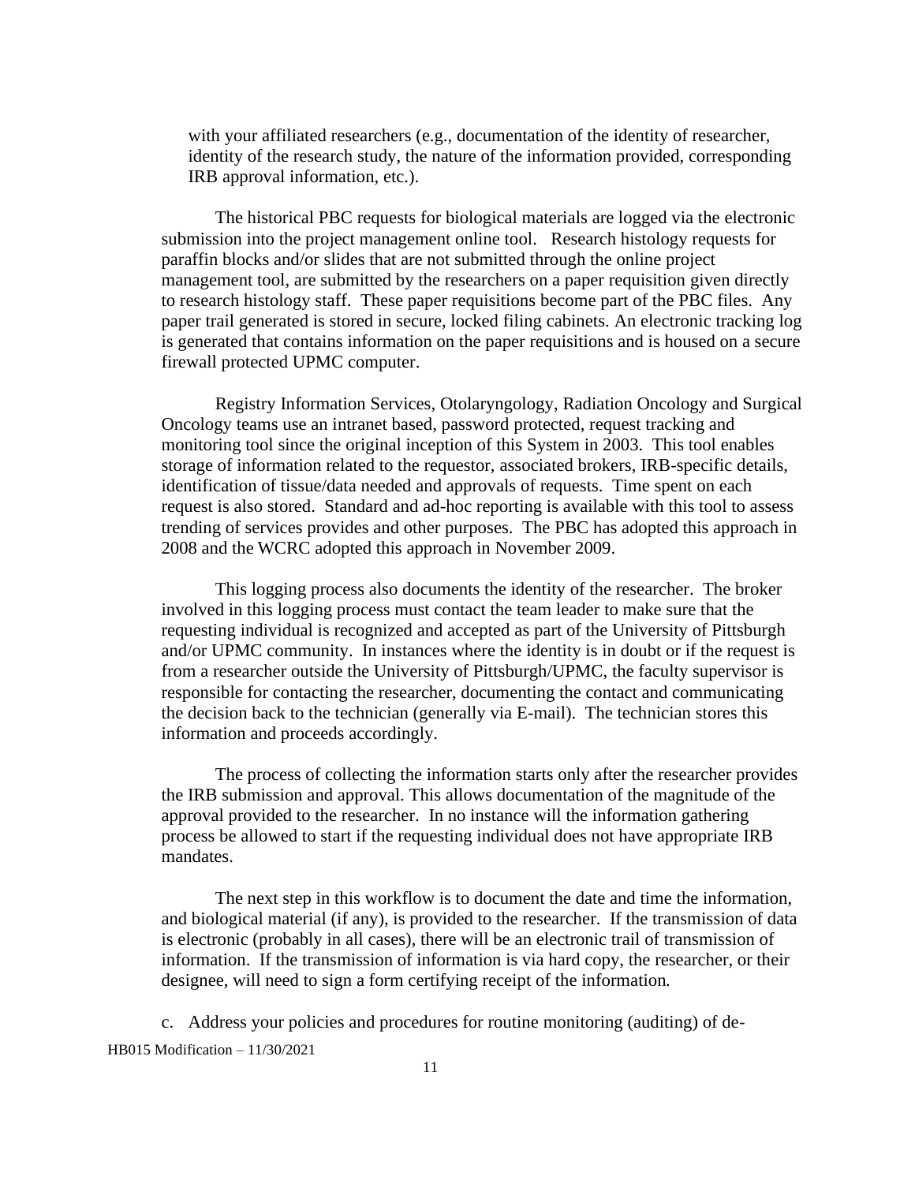with your affiliated researchers (e.g., documentation of the identity of researcher, identity of the research study, the nature of the information provided, corresponding IRB approval information, etc.).

The historical PBC requests for biological materials are logged via the electronic submission into the project management online tool. Research histology requests for paraffin blocks and/or slides that are not submitted through the online project management tool, are submitted by the researchers on a paper requisition given directly to research histology staff. These paper requisitions become part of the PBC files. Any paper trail generated is stored in secure, locked filing cabinets. An electronic tracking log is generated that contains information on the paper requisitions and is housed on a secure firewall protected UPMC computer.

Registry Information Services, Otolaryngology, Radiation Oncology and Surgical Oncology teams use an intranet based, password protected, request tracking and monitoring tool since the original inception of this System in 2003. This tool enables storage of information related to the requestor, associated brokers, IRB-specific details, identification of tissue/data needed and approvals of requests. Time spent on each request is also stored. Standard and ad-hoc reporting is available with this tool to assess trending of services provides and other purposes. The PBC has adopted this approach in 2008 and the WCRC adopted this approach in November 2009.

This logging process also documents the identity of the researcher. The broker involved in this logging process must contact the team leader to make sure that the requesting individual is recognized and accepted as part of the University of Pittsburgh and/or UPMC community. In instances where the identity is in doubt or if the request is from a researcher outside the University of Pittsburgh/UPMC, the faculty supervisor is responsible for contacting the researcher, documenting the contact and communicating the decision back to the technician (generally via E-mail). The technician stores this information and proceeds accordingly.

The process of collecting the information starts only after the researcher provides the IRB submission and approval. This allows documentation of the magnitude of the approval provided to the researcher. In no instance will the information gathering process be allowed to start if the requesting individual does not have appropriate IRB mandates.

The next step in this workflow is to document the date and time the information, and biological material (if any), is provided to the researcher. If the transmission of data is electronic (probably in all cases), there will be an electronic trail of transmission of information. If the transmission of information is via hard copy, the researcher, or their designee, will need to sign a form certifying receipt of the information.

c. Address your policies and procedures for routine monitoring (auditing) of de-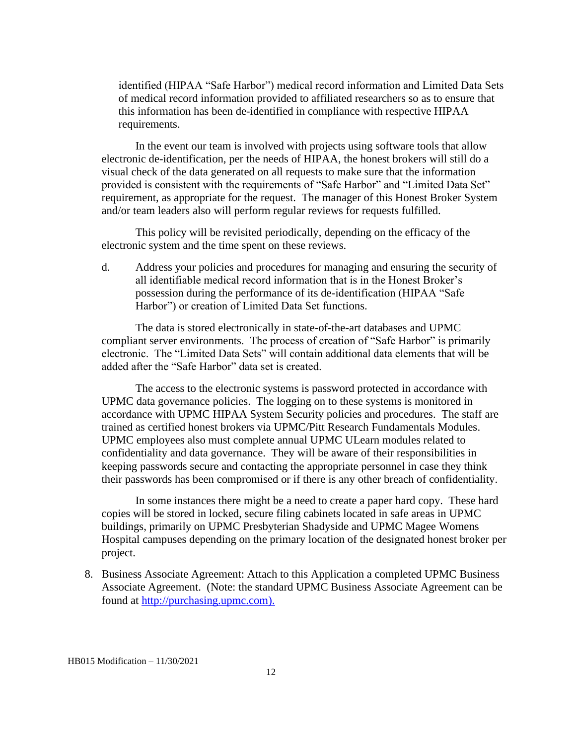identified (HIPAA "Safe Harbor") medical record information and Limited Data Sets of medical record information provided to affiliated researchers so as to ensure that this information has been de-identified in compliance with respective HIPAA requirements.

In the event our team is involved with projects using software tools that allow electronic de-identification, per the needs of HIPAA, the honest brokers will still do a visual check of the data generated on all requests to make sure that the information provided is consistent with the requirements of "Safe Harbor" and "Limited Data Set" requirement, as appropriate for the request. The manager of this Honest Broker System and/or team leaders also will perform regular reviews for requests fulfilled.

This policy will be revisited periodically, depending on the efficacy of the electronic system and the time spent on these reviews.

d. Address your policies and procedures for managing and ensuring the security of all identifiable medical record information that is in the Honest Broker's possession during the performance of its de-identification (HIPAA "Safe Harbor") or creation of Limited Data Set functions.

The data is stored electronically in state-of-the-art databases and UPMC compliant server environments. The process of creation of "Safe Harbor" is primarily electronic. The "Limited Data Sets" will contain additional data elements that will be added after the "Safe Harbor" data set is created.

The access to the electronic systems is password protected in accordance with UPMC data governance policies. The logging on to these systems is monitored in accordance with UPMC HIPAA System Security policies and procedures. The staff are trained as certified honest brokers via UPMC/Pitt Research Fundamentals Modules. UPMC employees also must complete annual UPMC ULearn modules related to confidentiality and data governance. They will be aware of their responsibilities in keeping passwords secure and contacting the appropriate personnel in case they think their passwords has been compromised or if there is any other breach of confidentiality.

In some instances there might be a need to create a paper hard copy. These hard copies will be stored in locked, secure filing cabinets located in safe areas in UPMC buildings, primarily on UPMC Presbyterian Shadyside and UPMC Magee Womens Hospital campuses depending on the primary location of the designated honest broker per project.

8. Business Associate Agreement: Attach to this Application a completed UPMC Business Associate Agreement. (Note: the standard UPMC Business Associate Agreement can be found at http://purchasing.upmc.com).

HB015 Modification – 11/30/2021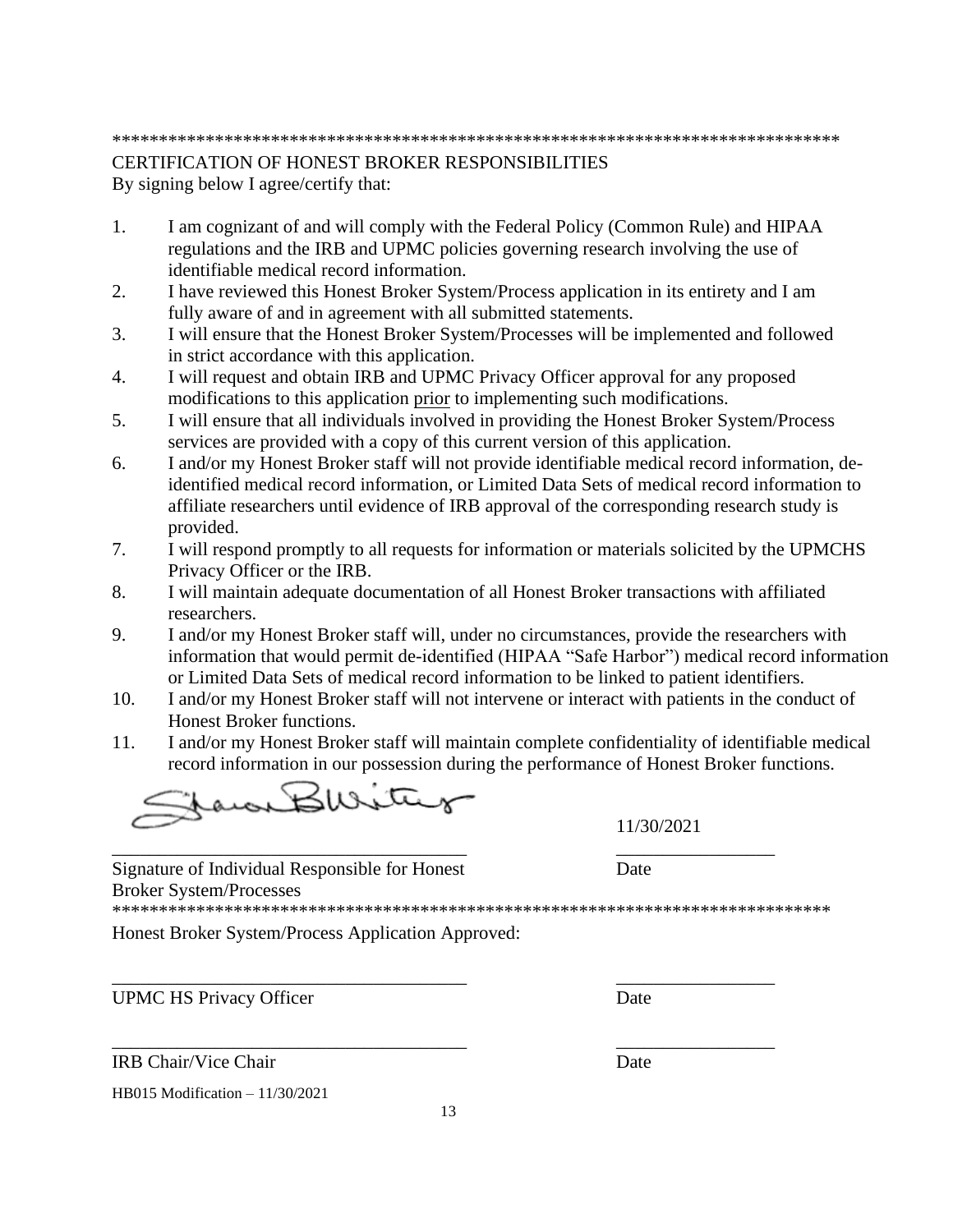******************************************************************************

CERTIFICATION OF HONEST BROKER RESPONSIBILITIES

By signing below I agree/certify that:

1. I am cognizant of and will comply with the Federal Policy (Common Rule) and HIPAA regulations and the IRB and UPMC policies governing research involving the use of identifiable medical record information.
2. I have reviewed this Honest Broker System/Process application in its entirety and I am fully aware of and in agreement with all submitted statements.
3. I will ensure that the Honest Broker System/Processes will be implemented and followed in strict accordance with this application.
4. I will request and obtain IRB and UPMC Privacy Officer approval for any proposed modifications to this application prior to implementing such modifications.
5. I will ensure that all individuals involved in providing the Honest Broker System/Process services are provided with a copy of this current version of this application.
6. I and/or my Honest Broker staff will not provide identifiable medical record information, de-identified medical record information, or Limited Data Sets of medical record information to affiliate researchers until evidence of IRB approval of the corresponding research study is provided.
7. I will respond promptly to all requests for information or materials solicited by the UPMCHS Privacy Officer or the IRB.
8. I will maintain adequate documentation of all Honest Broker transactions with affiliated researchers.
9. I and/or my Honest Broker staff will, under no circumstances, provide the researchers with information that would permit de-identified (HIPAA "Safe Harbor") medical record information or Limited Data Sets of medical record information to be linked to patient identifiers.
10. I and/or my Honest Broker staff will not intervene or interact with patients in the conduct of Honest Broker functions.
11. I and/or my Honest Broker staff will maintain complete confidentiality of identifiable medical record information in our possession during the performance of Honest Broker functions.

[Signature] 11/30/2021

_______________________________________ _________________

Signature of Individual Responsible for Honest Broker System/Processes — Date

******************************************************************************

Honest Broker System/Process Application Approved:

_______________________________________ _________________

UPMC HS Privacy Officer — Date

_______________________________________ _________________

IRB Chair/Vice Chair — Date

HB015 Modification – 11/30/2021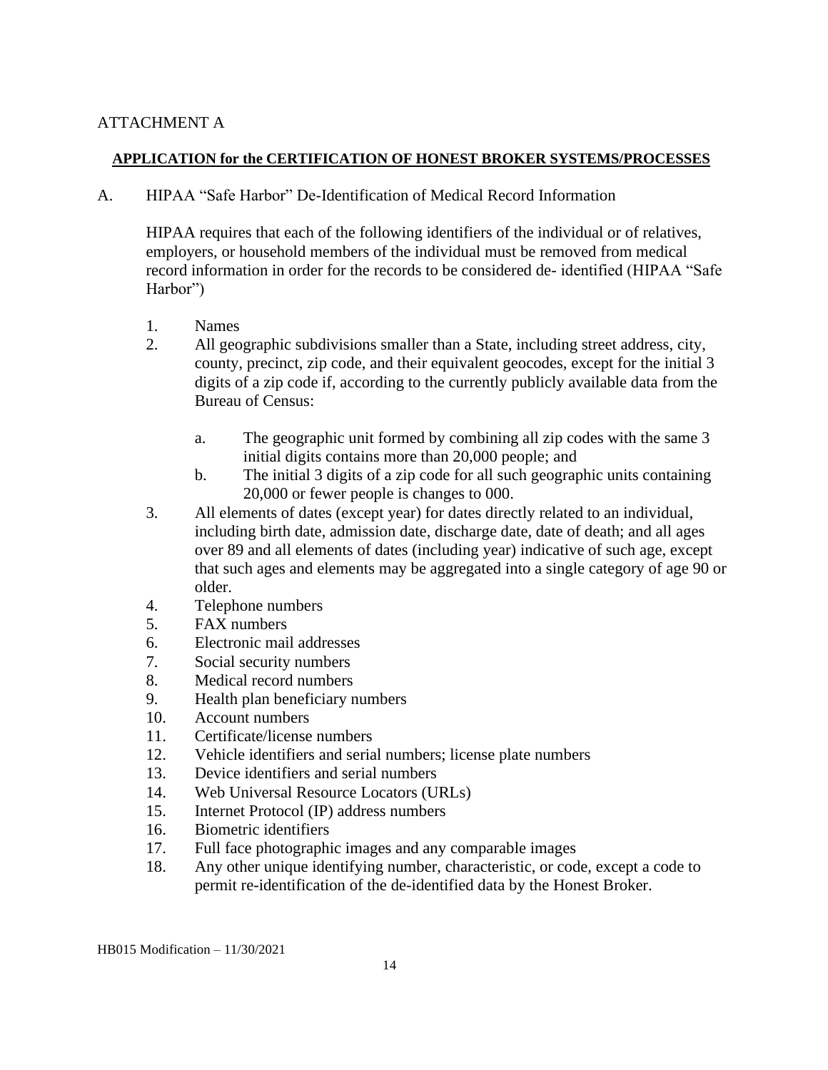ATTACHMENT A

**APPLICATION for the CERTIFICATION OF HONEST BROKER SYSTEMS/PROCESSES**

A. HIPAA "Safe Harbor" De-Identification of Medical Record Information

HIPAA requires that each of the following identifiers of the individual or of relatives, employers, or household members of the individual must be removed from medical record information in order for the records to be considered de- identified (HIPAA "Safe Harbor")

1. Names
2. All geographic subdivisions smaller than a State, including street address, city, county, precinct, zip code, and their equivalent geocodes, except for the initial 3 digits of a zip code if, according to the currently publicly available data from the Bureau of Census:
    a. The geographic unit formed by combining all zip codes with the same 3 initial digits contains more than 20,000 people; and
    b. The initial 3 digits of a zip code for all such geographic units containing 20,000 or fewer people is changes to 000.
3. All elements of dates (except year) for dates directly related to an individual, including birth date, admission date, discharge date, date of death; and all ages over 89 and all elements of dates (including year) indicative of such age, except that such ages and elements may be aggregated into a single category of age 90 or older.
4. Telephone numbers
5. FAX numbers
6. Electronic mail addresses
7. Social security numbers
8. Medical record numbers
9. Health plan beneficiary numbers
10. Account numbers
11. Certificate/license numbers
12. Vehicle identifiers and serial numbers; license plate numbers
13. Device identifiers and serial numbers
14. Web Universal Resource Locators (URLs)
15. Internet Protocol (IP) address numbers
16. Biometric identifiers
17. Full face photographic images and any comparable images
18. Any other unique identifying number, characteristic, or code, except a code to permit re-identification of the de-identified data by the Honest Broker.

HB015 Modification – 11/30/2021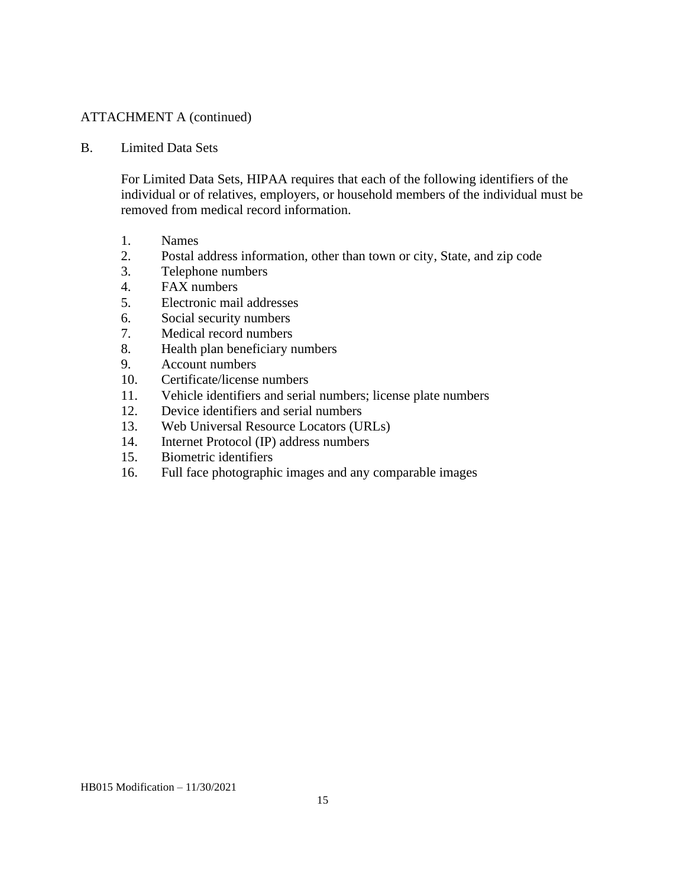ATTACHMENT A (continued)

B. Limited Data Sets

For Limited Data Sets, HIPAA requires that each of the following identifiers of the individual or of relatives, employers, or household members of the individual must be removed from medical record information.

1. Names
2. Postal address information, other than town or city, State, and zip code
3. Telephone numbers
4. FAX numbers
5. Electronic mail addresses
6. Social security numbers
7. Medical record numbers
8. Health plan beneficiary numbers
9. Account numbers
10. Certificate/license numbers
11. Vehicle identifiers and serial numbers; license plate numbers
12. Device identifiers and serial numbers
13. Web Universal Resource Locators (URLs)
14. Internet Protocol (IP) address numbers
15. Biometric identifiers
16. Full face photographic images and any comparable images